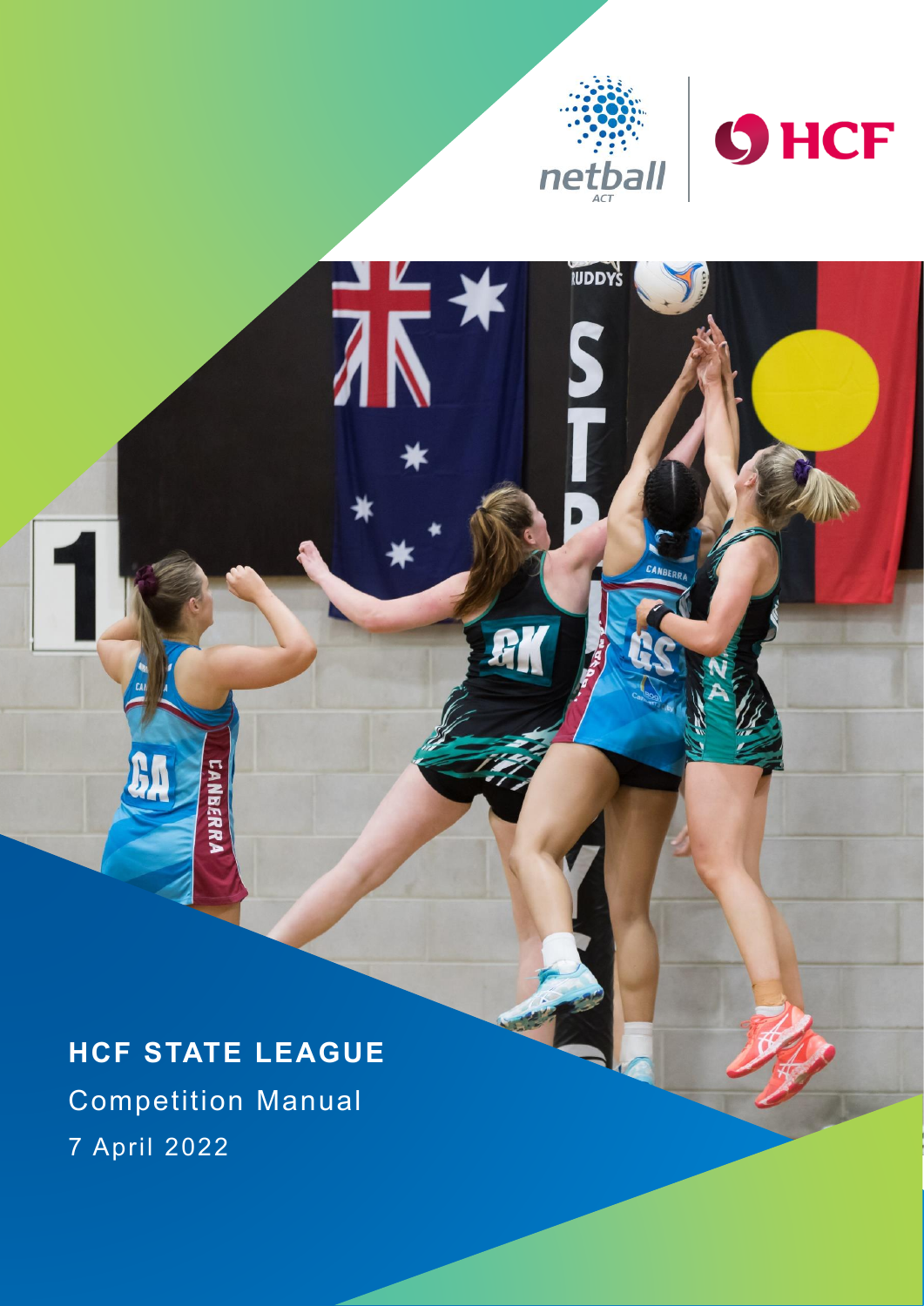# HCF STATE LEAGUE

Competition Manual

7 April 2022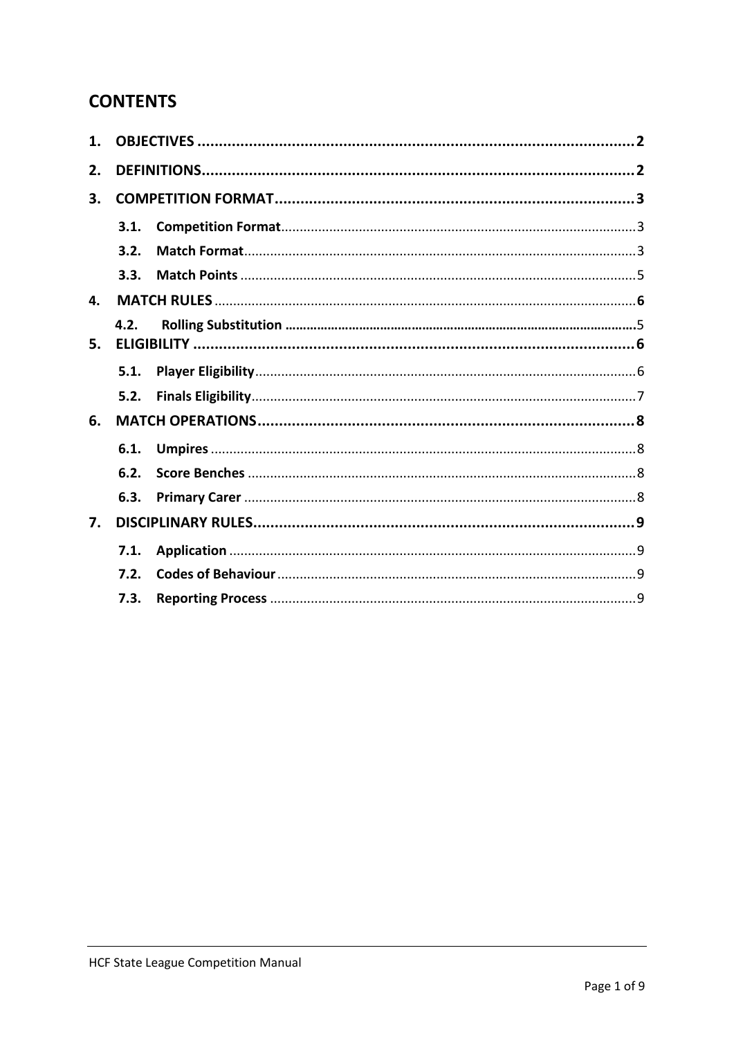# CONTENTS

1. OBJECTIVES .......................................................... 2
2. DEFINITIONS.......................................................... 2
3. COMPETITION FORMAT .......................................................... 3
   - 3.1. Competition Format .......................................................... 3
   - 3.2. Match Format .......................................................... 3
   - 3.3. Match Points .......................................................... 5
4. MATCH RULES .......................................................... 6
   - 4.2. Rolling Substitution .......................................................... 5
5. ELIGIBILITY .......................................................... 6
   - 5.1. Player Eligibility .......................................................... 6
   - 5.2. Finals Eligibility .......................................................... 7
6. MATCH OPERATIONS .......................................................... 8
   - 6.1. Umpires .......................................................... 8
   - 6.2. Score Benches .......................................................... 8
   - 6.3. Primary Carer .......................................................... 8
7. DISCIPLINARY RULES .......................................................... 9
   - 7.1. Application .......................................................... 9
   - 7.2. Codes of Behaviour .......................................................... 9
   - 7.3. Reporting Process .......................................................... 9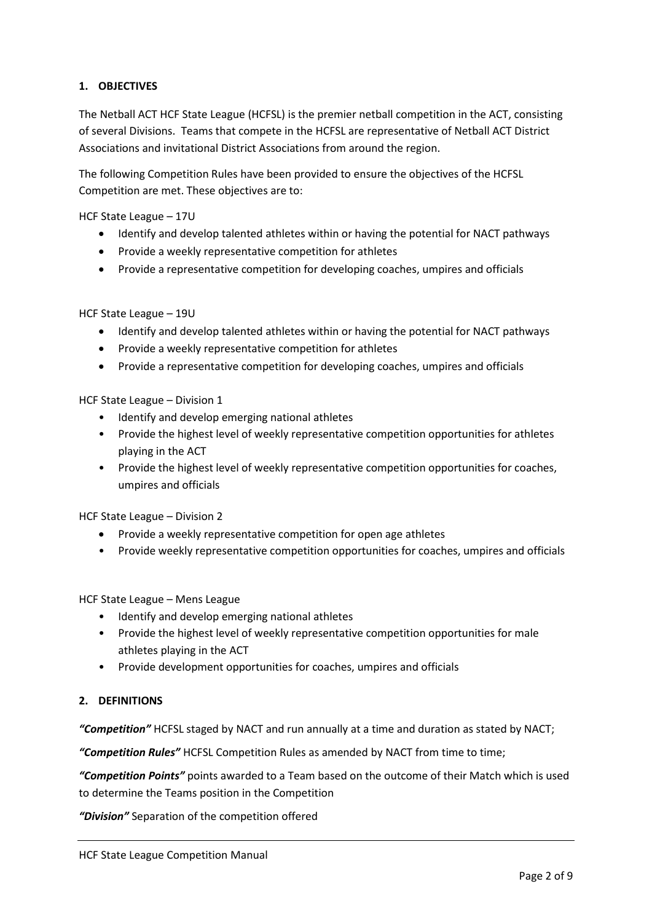## 1. OBJECTIVES

The Netball ACT HCF State League (HCFSL) is the premier netball competition in the ACT, consisting of several Divisions. Teams that compete in the HCFSL are representative of Netball ACT District Associations and invitational District Associations from around the region.

The following Competition Rules have been provided to ensure the objectives of the HCFSL Competition are met. These objectives are to:

HCF State League – 17U

- Identify and develop talented athletes within or having the potential for NACT pathways
- Provide a weekly representative competition for athletes
- Provide a representative competition for developing coaches, umpires and officials

HCF State League – 19U

- Identify and develop talented athletes within or having the potential for NACT pathways
- Provide a weekly representative competition for athletes
- Provide a representative competition for developing coaches, umpires and officials

HCF State League – Division 1

- Identify and develop emerging national athletes
- Provide the highest level of weekly representative competition opportunities for athletes playing in the ACT
- Provide the highest level of weekly representative competition opportunities for coaches, umpires and officials

HCF State League – Division 2

- Provide a weekly representative competition for open age athletes
- Provide weekly representative competition opportunities for coaches, umpires and officials

HCF State League – Mens League

- Identify and develop emerging national athletes
- Provide the highest level of weekly representative competition opportunities for male athletes playing in the ACT
- Provide development opportunities for coaches, umpires and officials

## 2. DEFINITIONS

***"Competition"*** HCFSL staged by NACT and run annually at a time and duration as stated by NACT;

***"Competition Rules"*** HCFSL Competition Rules as amended by NACT from time to time;

***"Competition Points"*** points awarded to a Team based on the outcome of their Match which is used to determine the Teams position in the Competition

***"Division"*** Separation of the competition offered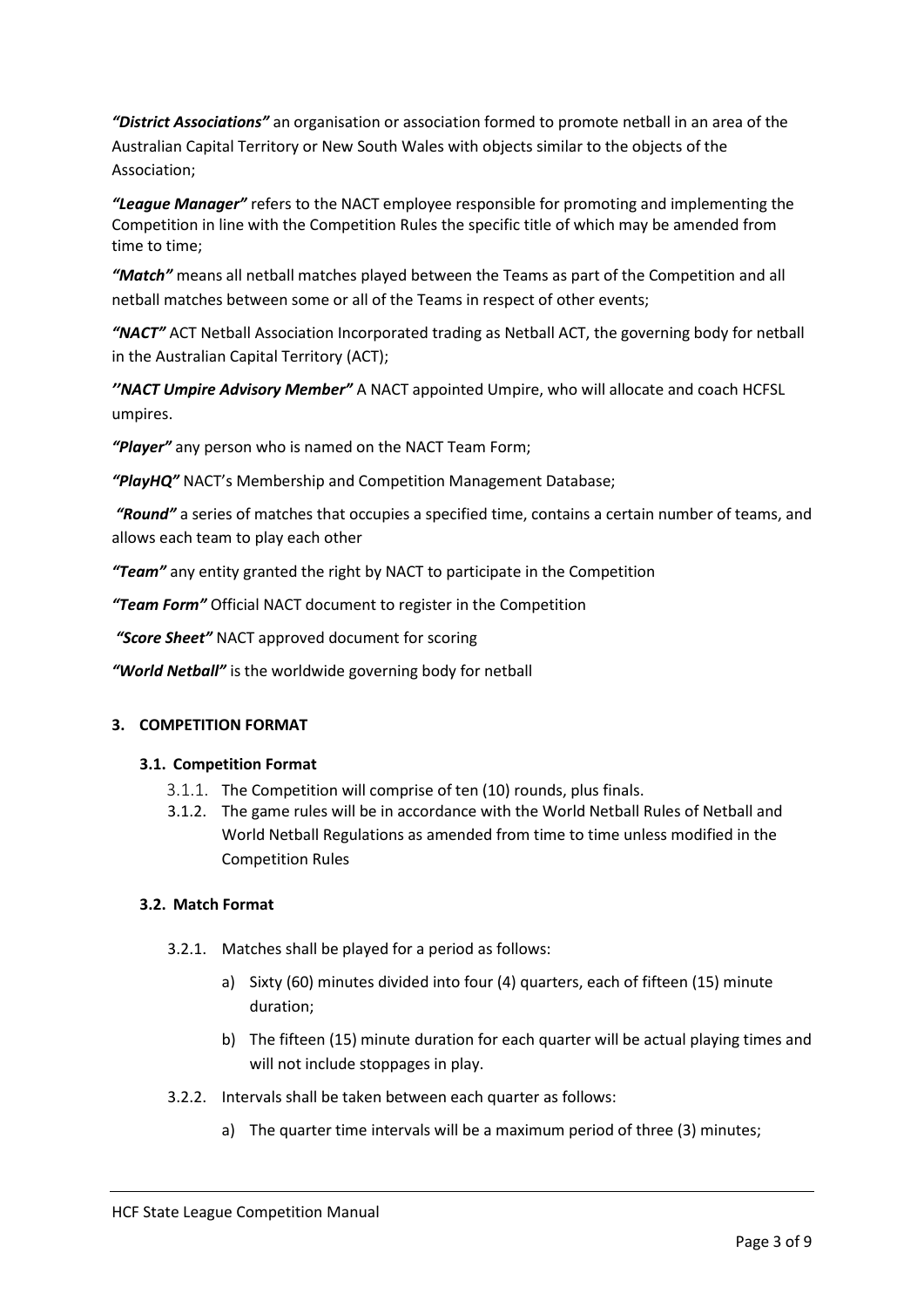***"District Associations"*** an organisation or association formed to promote netball in an area of the Australian Capital Territory or New South Wales with objects similar to the objects of the Association;

***"League Manager"*** refers to the NACT employee responsible for promoting and implementing the Competition in line with the Competition Rules the specific title of which may be amended from time to time;

***"Match"*** means all netball matches played between the Teams as part of the Competition and all netball matches between some or all of the Teams in respect of other events;

***"NACT"*** ACT Netball Association Incorporated trading as Netball ACT, the governing body for netball in the Australian Capital Territory (ACT);

***''NACT Umpire Advisory Member"*** A NACT appointed Umpire, who will allocate and coach HCFSL umpires.

***"Player"*** any person who is named on the NACT Team Form;

***"PlayHQ"*** NACT's Membership and Competition Management Database;

***"Round"*** a series of matches that occupies a specified time, contains a certain number of teams, and allows each team to play each other

***"Team"*** any entity granted the right by NACT to participate in the Competition

***"Team Form"*** Official NACT document to register in the Competition

***"Score Sheet"*** NACT approved document for scoring

***"World Netball"*** is the worldwide governing body for netball

## 3. COMPETITION FORMAT

### 3.1. Competition Format

3.1.1. The Competition will comprise of ten (10) rounds, plus finals.

3.1.2. The game rules will be in accordance with the World Netball Rules of Netball and World Netball Regulations as amended from time to time unless modified in the Competition Rules

### 3.2. Match Format

3.2.1. Matches shall be played for a period as follows:

a) Sixty (60) minutes divided into four (4) quarters, each of fifteen (15) minute duration;

b) The fifteen (15) minute duration for each quarter will be actual playing times and will not include stoppages in play.

3.2.2. Intervals shall be taken between each quarter as follows:

a) The quarter time intervals will be a maximum period of three (3) minutes;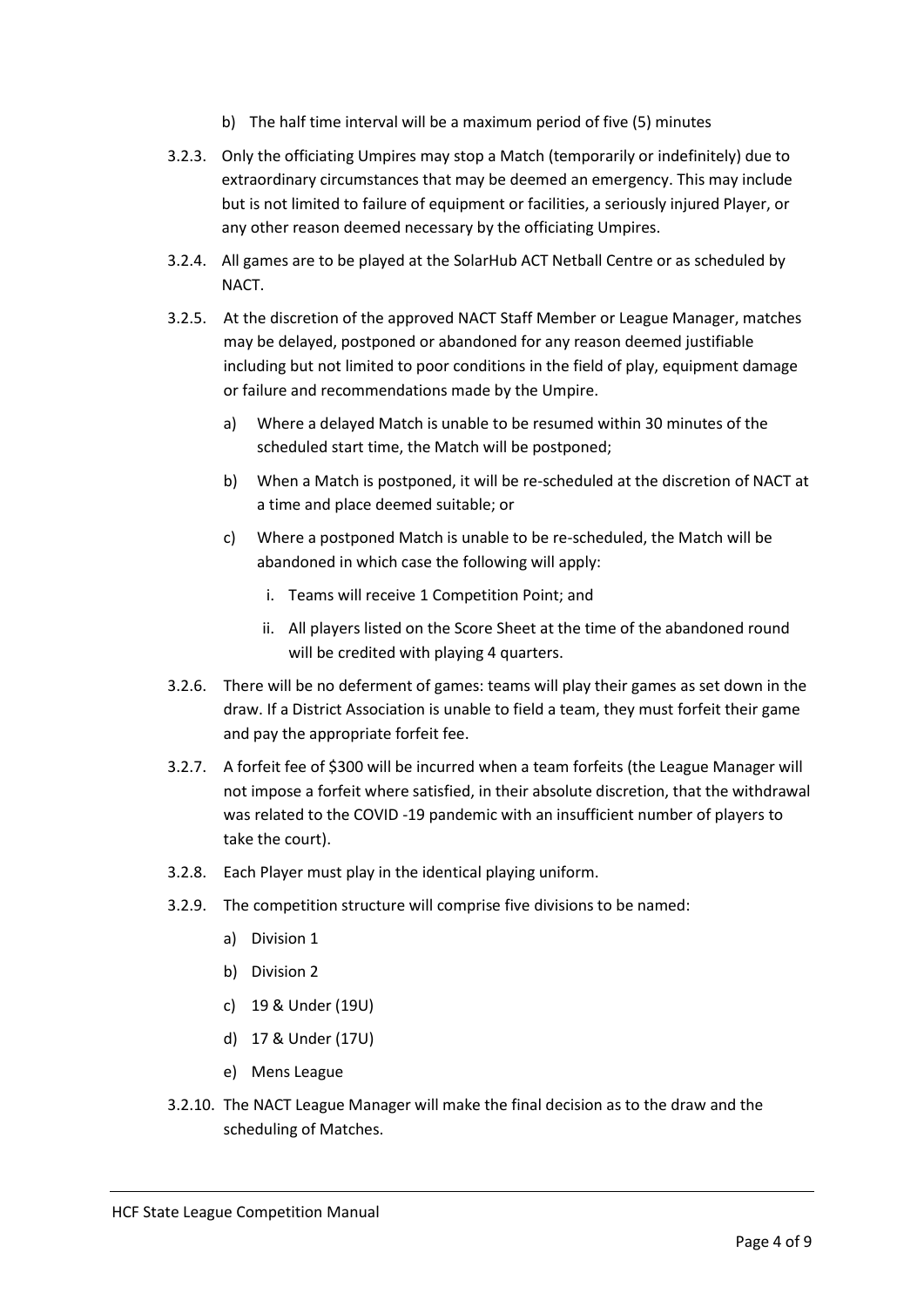b) The half time interval will be a maximum period of five (5) minutes

3.2.3. Only the officiating Umpires may stop a Match (temporarily or indefinitely) due to extraordinary circumstances that may be deemed an emergency. This may include but is not limited to failure of equipment or facilities, a seriously injured Player, or any other reason deemed necessary by the officiating Umpires.

3.2.4. All games are to be played at the SolarHub ACT Netball Centre or as scheduled by NACT.

3.2.5. At the discretion of the approved NACT Staff Member or League Manager, matches may be delayed, postponed or abandoned for any reason deemed justifiable including but not limited to poor conditions in the field of play, equipment damage or failure and recommendations made by the Umpire.

a) Where a delayed Match is unable to be resumed within 30 minutes of the scheduled start time, the Match will be postponed;

b) When a Match is postponed, it will be re-scheduled at the discretion of NACT at a time and place deemed suitable; or

c) Where a postponed Match is unable to be re-scheduled, the Match will be abandoned in which case the following will apply:

i. Teams will receive 1 Competition Point; and

ii. All players listed on the Score Sheet at the time of the abandoned round will be credited with playing 4 quarters.

3.2.6. There will be no deferment of games: teams will play their games as set down in the draw. If a District Association is unable to field a team, they must forfeit their game and pay the appropriate forfeit fee.

3.2.7. A forfeit fee of $300 will be incurred when a team forfeits (the League Manager will not impose a forfeit where satisfied, in their absolute discretion, that the withdrawal was related to the COVID -19 pandemic with an insufficient number of players to take the court).

3.2.8. Each Player must play in the identical playing uniform.

3.2.9. The competition structure will comprise five divisions to be named:

a) Division 1

b) Division 2

c) 19 & Under (19U)

d) 17 & Under (17U)

e) Mens League

3.2.10. The NACT League Manager will make the final decision as to the draw and the scheduling of Matches.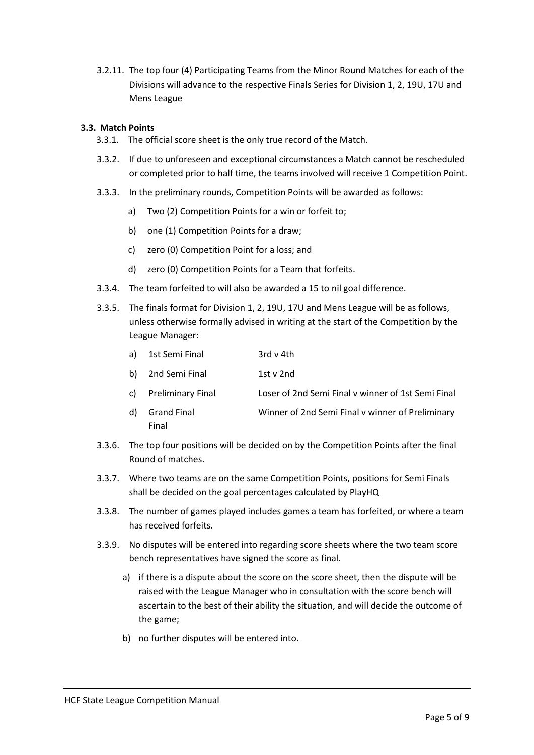3.2.11. The top four (4) Participating Teams from the Minor Round Matches for each of the Divisions will advance to the respective Finals Series for Division 1, 2, 19U, 17U and Mens League

### 3.3. Match Points

3.3.1. The official score sheet is the only true record of the Match.

3.3.2. If due to unforeseen and exceptional circumstances a Match cannot be rescheduled or completed prior to half time, the teams involved will receive 1 Competition Point.

3.3.3. In the preliminary rounds, Competition Points will be awarded as follows:

- a) Two (2) Competition Points for a win or forfeit to;
- b) one (1) Competition Points for a draw;
- c) zero (0) Competition Point for a loss; and
- d) zero (0) Competition Points for a Team that forfeits.

3.3.4. The team forfeited to will also be awarded a 15 to nil goal difference.

3.3.5. The finals format for Division 1, 2, 19U, 17U and Mens League will be as follows, unless otherwise formally advised in writing at the start of the Competition by the League Manager:

| | | |
|---|---|---|
| a) | 1st Semi Final | 3rd v 4th |
| b) | 2nd Semi Final | 1st v 2nd |
| c) | Preliminary Final | Loser of 2nd Semi Final v winner of 1st Semi Final |
| d) | Grand Final | Winner of 2nd Semi Final v winner of Preliminary Final |

3.3.6. The top four positions will be decided on by the Competition Points after the final Round of matches.

3.3.7. Where two teams are on the same Competition Points, positions for Semi Finals shall be decided on the goal percentages calculated by PlayHQ

3.3.8. The number of games played includes games a team has forfeited, or where a team has received forfeits.

3.3.9. No disputes will be entered into regarding score sheets where the two team score bench representatives have signed the score as final.

- a) if there is a dispute about the score on the score sheet, then the dispute will be raised with the League Manager who in consultation with the score bench will ascertain to the best of their ability the situation, and will decide the outcome of the game;
- b) no further disputes will be entered into.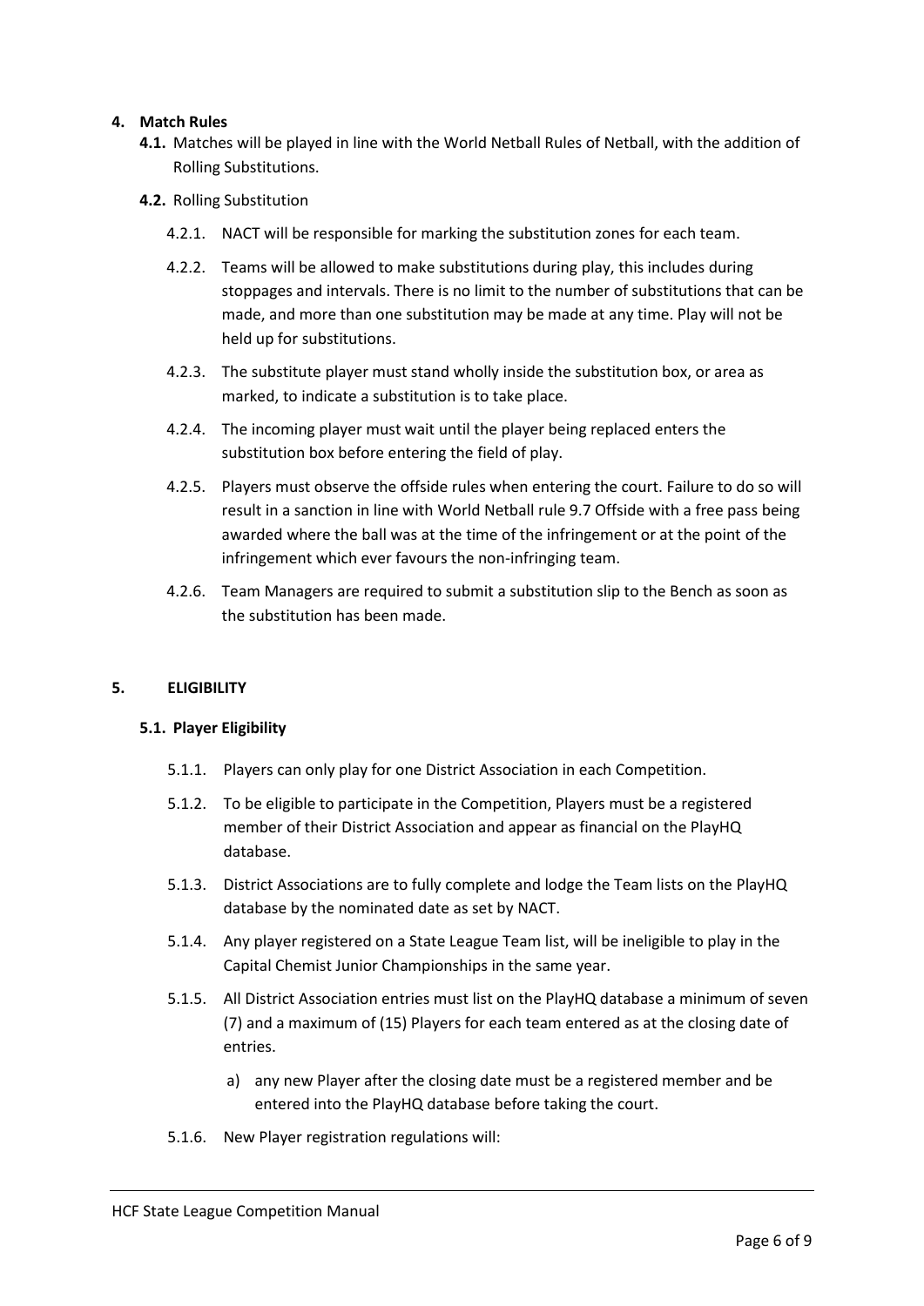## 4. Match Rules

**4.1.** Matches will be played in line with the World Netball Rules of Netball, with the addition of Rolling Substitutions.

**4.2.** Rolling Substitution

4.2.1. NACT will be responsible for marking the substitution zones for each team.

4.2.2. Teams will be allowed to make substitutions during play, this includes during stoppages and intervals. There is no limit to the number of substitutions that can be made, and more than one substitution may be made at any time. Play will not be held up for substitutions.

4.2.3. The substitute player must stand wholly inside the substitution box, or area as marked, to indicate a substitution is to take place.

4.2.4. The incoming player must wait until the player being replaced enters the substitution box before entering the field of play.

4.2.5. Players must observe the offside rules when entering the court. Failure to do so will result in a sanction in line with World Netball rule 9.7 Offside with a free pass being awarded where the ball was at the time of the infringement or at the point of the infringement which ever favours the non-infringing team.

4.2.6. Team Managers are required to submit a substitution slip to the Bench as soon as the substitution has been made.

## 5. ELIGIBILITY

### 5.1. Player Eligibility

5.1.1. Players can only play for one District Association in each Competition.

5.1.2. To be eligible to participate in the Competition, Players must be a registered member of their District Association and appear as financial on the PlayHQ database.

5.1.3. District Associations are to fully complete and lodge the Team lists on the PlayHQ database by the nominated date as set by NACT.

5.1.4. Any player registered on a State League Team list, will be ineligible to play in the Capital Chemist Junior Championships in the same year.

5.1.5. All District Association entries must list on the PlayHQ database a minimum of seven (7) and a maximum of (15) Players for each team entered as at the closing date of entries.

a) any new Player after the closing date must be a registered member and be entered into the PlayHQ database before taking the court.

5.1.6. New Player registration regulations will: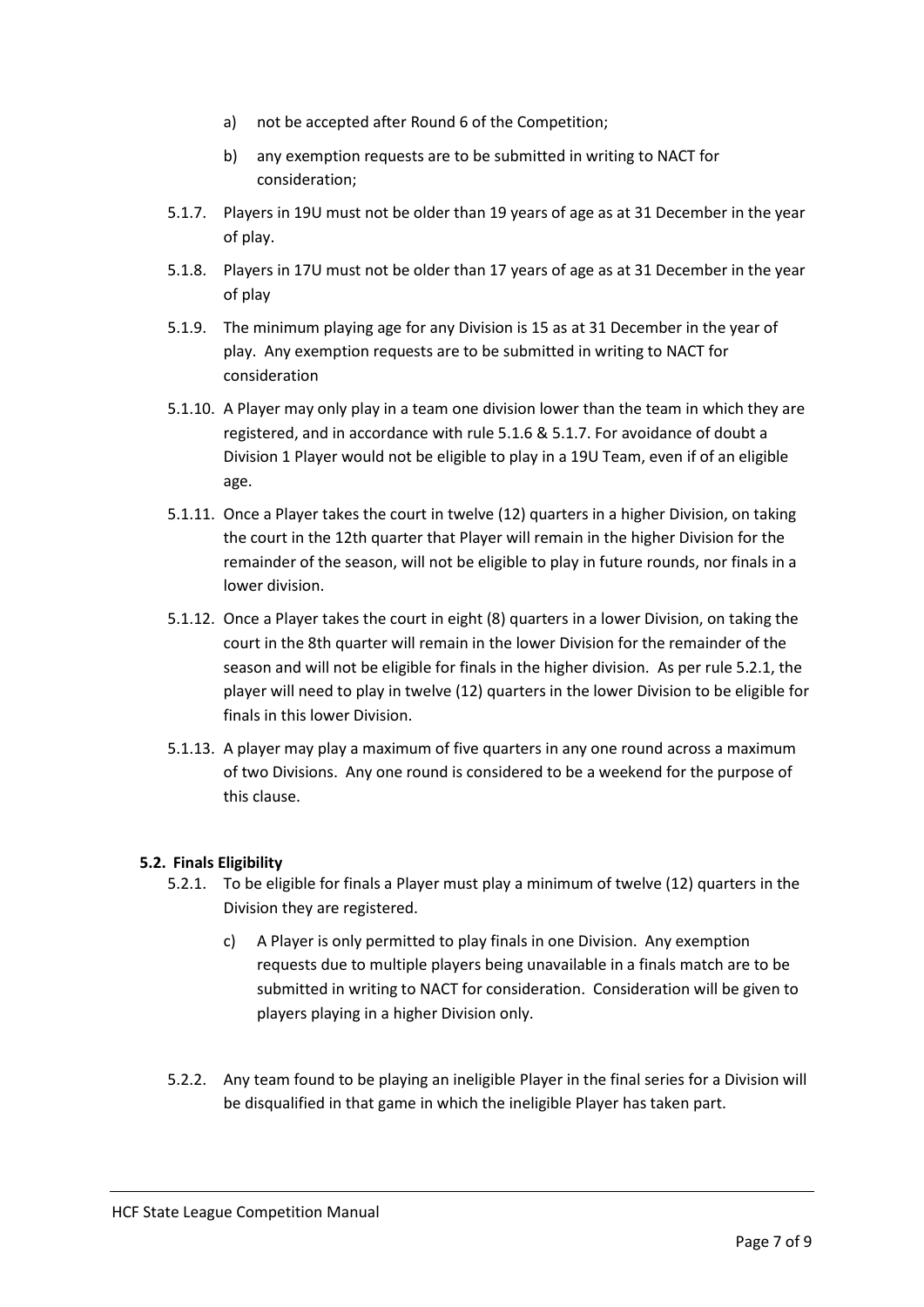a) not be accepted after Round 6 of the Competition;

b) any exemption requests are to be submitted in writing to NACT for consideration;

5.1.7. Players in 19U must not be older than 19 years of age as at 31 December in the year of play.

5.1.8. Players in 17U must not be older than 17 years of age as at 31 December in the year of play

5.1.9. The minimum playing age for any Division is 15 as at 31 December in the year of play. Any exemption requests are to be submitted in writing to NACT for consideration

5.1.10. A Player may only play in a team one division lower than the team in which they are registered, and in accordance with rule 5.1.6 & 5.1.7. For avoidance of doubt a Division 1 Player would not be eligible to play in a 19U Team, even if of an eligible age.

5.1.11. Once a Player takes the court in twelve (12) quarters in a higher Division, on taking the court in the 12th quarter that Player will remain in the higher Division for the remainder of the season, will not be eligible to play in future rounds, nor finals in a lower division.

5.1.12. Once a Player takes the court in eight (8) quarters in a lower Division, on taking the court in the 8th quarter will remain in the lower Division for the remainder of the season and will not be eligible for finals in the higher division. As per rule 5.2.1, the player will need to play in twelve (12) quarters in the lower Division to be eligible for finals in this lower Division.

5.1.13. A player may play a maximum of five quarters in any one round across a maximum of two Divisions. Any one round is considered to be a weekend for the purpose of this clause.

### 5.2. Finals Eligibility

5.2.1. To be eligible for finals a Player must play a minimum of twelve (12) quarters in the Division they are registered.

c) A Player is only permitted to play finals in one Division. Any exemption requests due to multiple players being unavailable in a finals match are to be submitted in writing to NACT for consideration. Consideration will be given to players playing in a higher Division only.

5.2.2. Any team found to be playing an ineligible Player in the final series for a Division will be disqualified in that game in which the ineligible Player has taken part.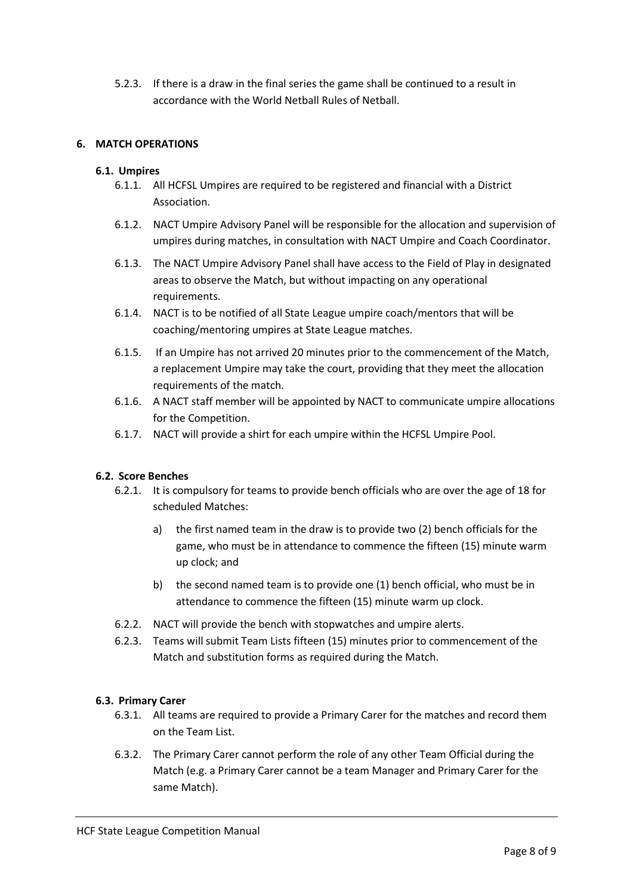5.2.3. If there is a draw in the final series the game shall be continued to a result in accordance with the World Netball Rules of Netball.

## 6. MATCH OPERATIONS

### 6.1. Umpires

6.1.1. All HCFSL Umpires are required to be registered and financial with a District Association.

6.1.2. NACT Umpire Advisory Panel will be responsible for the allocation and supervision of umpires during matches, in consultation with NACT Umpire and Coach Coordinator.

6.1.3. The NACT Umpire Advisory Panel shall have access to the Field of Play in designated areas to observe the Match, but without impacting on any operational requirements.

6.1.4. NACT is to be notified of all State League umpire coach/mentors that will be coaching/mentoring umpires at State League matches.

6.1.5. If an Umpire has not arrived 20 minutes prior to the commencement of the Match, a replacement Umpire may take the court, providing that they meet the allocation requirements of the match.

6.1.6. A NACT staff member will be appointed by NACT to communicate umpire allocations for the Competition.

6.1.7. NACT will provide a shirt for each umpire within the HCFSL Umpire Pool.

### 6.2. Score Benches

6.2.1. It is compulsory for teams to provide bench officials who are over the age of 18 for scheduled Matches:

a) the first named team in the draw is to provide two (2) bench officials for the game, who must be in attendance to commence the fifteen (15) minute warm up clock; and

b) the second named team is to provide one (1) bench official, who must be in attendance to commence the fifteen (15) minute warm up clock.

6.2.2. NACT will provide the bench with stopwatches and umpire alerts.

6.2.3. Teams will submit Team Lists fifteen (15) minutes prior to commencement of the Match and substitution forms as required during the Match.

### 6.3. Primary Carer

6.3.1. All teams are required to provide a Primary Carer for the matches and record them on the Team List.

6.3.2. The Primary Carer cannot perform the role of any other Team Official during the Match (e.g. a Primary Carer cannot be a team Manager and Primary Carer for the same Match).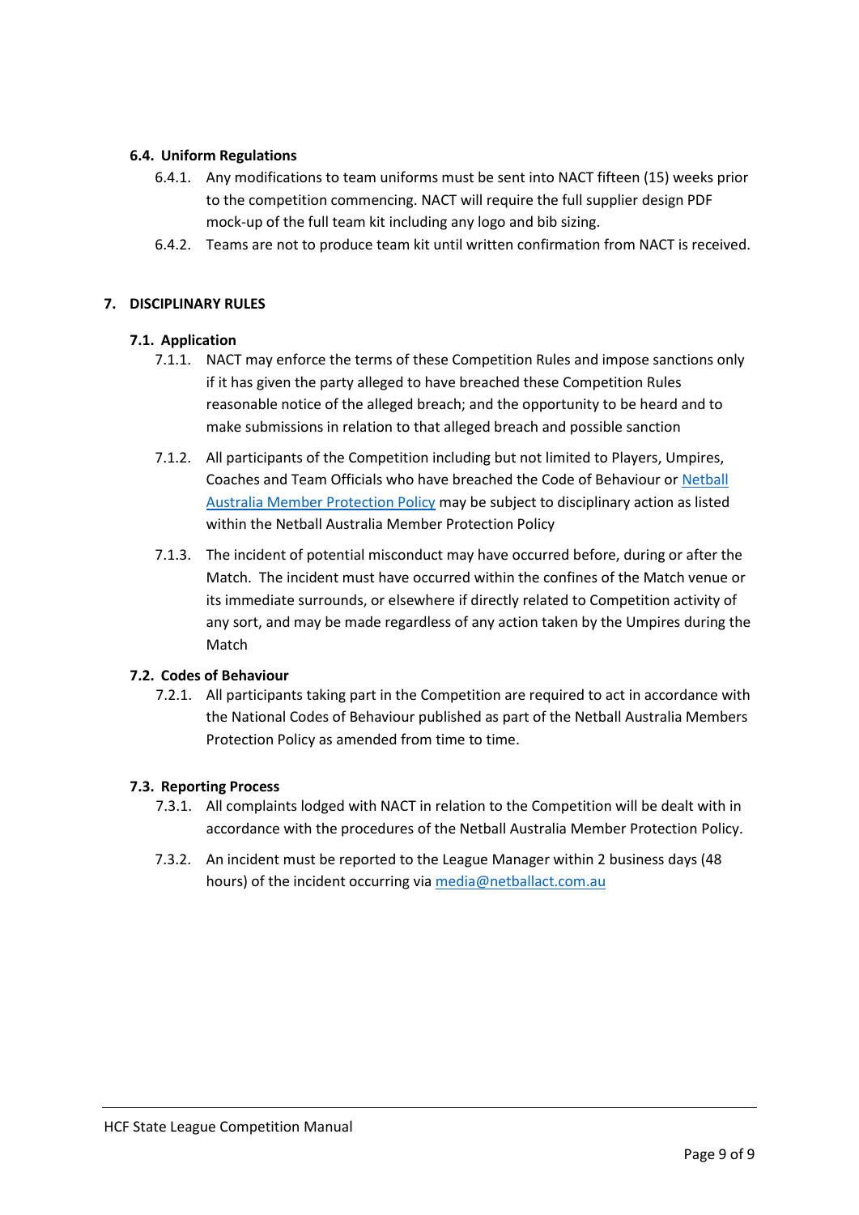### 6.4. Uniform Regulations

6.4.1. Any modifications to team uniforms must be sent into NACT fifteen (15) weeks prior to the competition commencing. NACT will require the full supplier design PDF mock-up of the full team kit including any logo and bib sizing.

6.4.2. Teams are not to produce team kit until written confirmation from NACT is received.

## 7. DISCIPLINARY RULES

### 7.1. Application

7.1.1. NACT may enforce the terms of these Competition Rules and impose sanctions only if it has given the party alleged to have breached these Competition Rules reasonable notice of the alleged breach; and the opportunity to be heard and to make submissions in relation to that alleged breach and possible sanction

7.1.2. All participants of the Competition including but not limited to Players, Umpires, Coaches and Team Officials who have breached the Code of Behaviour or [Netball Australia Member Protection Policy]() may be subject to disciplinary action as listed within the Netball Australia Member Protection Policy

7.1.3. The incident of potential misconduct may have occurred before, during or after the Match. The incident must have occurred within the confines of the Match venue or its immediate surrounds, or elsewhere if directly related to Competition activity of any sort, and may be made regardless of any action taken by the Umpires during the Match

### 7.2. Codes of Behaviour

7.2.1. All participants taking part in the Competition are required to act in accordance with the National Codes of Behaviour published as part of the Netball Australia Members Protection Policy as amended from time to time.

### 7.3. Reporting Process

7.3.1. All complaints lodged with NACT in relation to the Competition will be dealt with in accordance with the procedures of the Netball Australia Member Protection Policy.

7.3.2. An incident must be reported to the League Manager within 2 business days (48 hours) of the incident occurring via [media@netballact.com.au](mailto:media@netballact.com.au)